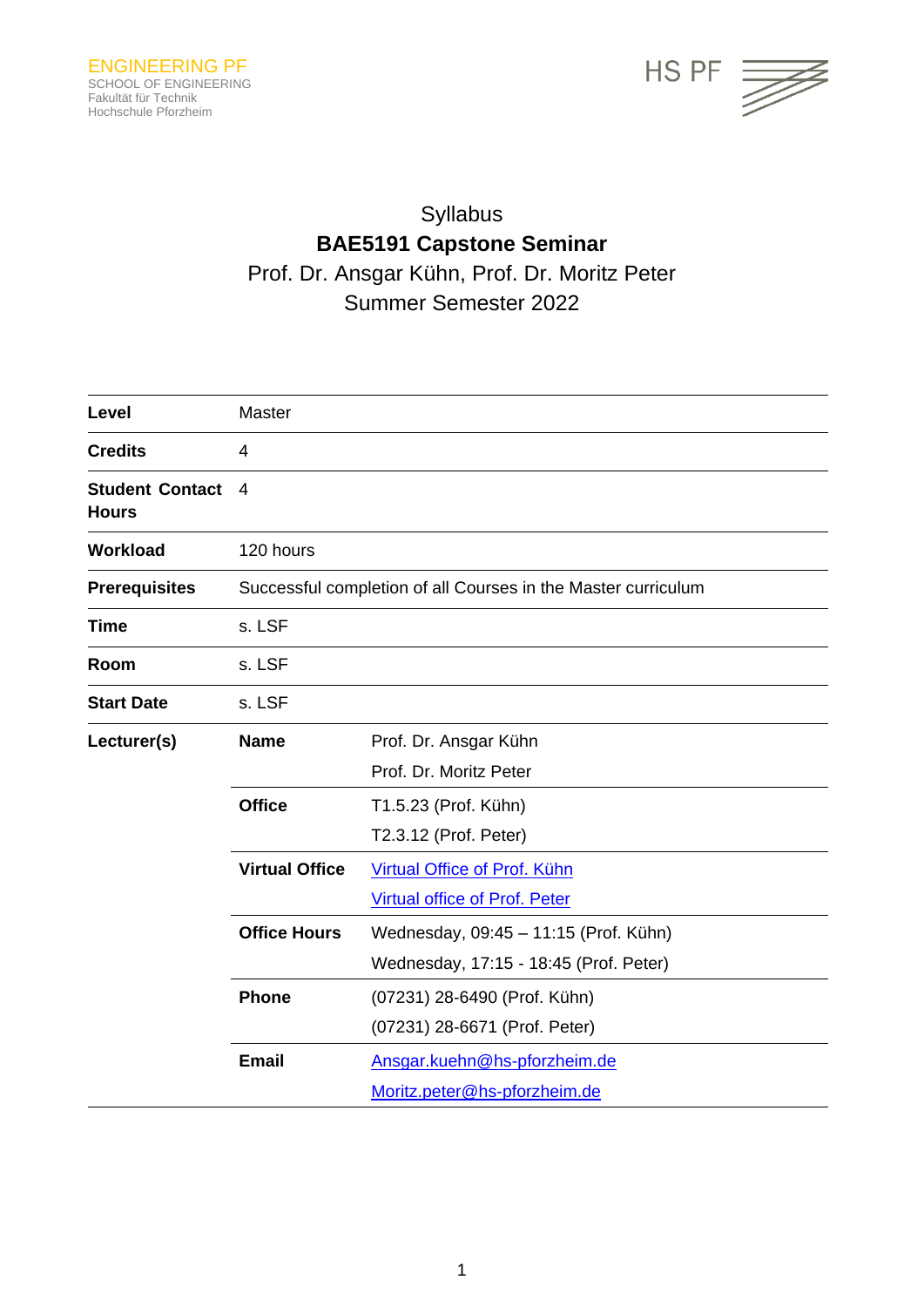ENGINEERING PF
SCHOOL OF ENGINEERING
Fakultät für Technik
Hochschule Pforzheim

HS PF

Syllabus

# BAE5191 Capstone Seminar

Prof. Dr. Ansgar Kühn, Prof. Dr. Moritz Peter

Summer Semester 2022

| | | |
|---|---|---|
| **Level** | Master | |
| **Credits** | 4 | |
| **Student Contact Hours** | 4 | |
| **Workload** | 120 hours | |
| **Prerequisites** | Successful completion of all Courses in the Master curriculum | |
| **Time** | s. LSF | |
| **Room** | s. LSF | |
| **Start Date** | s. LSF | |
| **Lecturer(s)** | **Name** | Prof. Dr. Ansgar Kühn<br>Prof. Dr. Moritz Peter |
| | **Office** | T1.5.23 (Prof. Kühn)<br>T2.3.12 (Prof. Peter) |
| | **Virtual Office** | Virtual Office of Prof. Kühn<br>Virtual office of Prof. Peter |
| | **Office Hours** | Wednesday, 09:45 – 11:15 (Prof. Kühn)<br>Wednesday, 17:15 - 18:45 (Prof. Peter) |
| | **Phone** | (07231) 28-6490 (Prof. Kühn)<br>(07231) 28-6671 (Prof. Peter) |
| | **Email** | Ansgar.kuehn@hs-pforzheim.de<br>Moritz.peter@hs-pforzheim.de |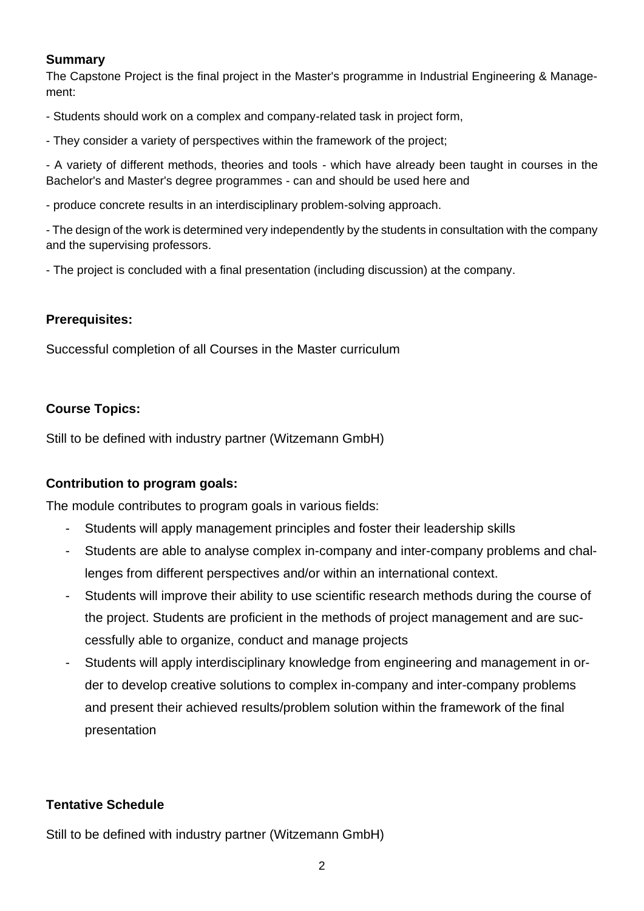**Summary**

The Capstone Project is the final project in the Master's programme in Industrial Engineering & Management:

- Students should work on a complex and company-related task in project form,

- They consider a variety of perspectives within the framework of the project;

- A variety of different methods, theories and tools - which have already been taught in courses in the Bachelor's and Master's degree programmes - can and should be used here and

- produce concrete results in an interdisciplinary problem-solving approach.

- The design of the work is determined very independently by the students in consultation with the company and the supervising professors.

- The project is concluded with a final presentation (including discussion) at the company.

**Prerequisites:**

Successful completion of all Courses in the Master curriculum

**Course Topics:**

Still to be defined with industry partner (Witzemann GmbH)

**Contribution to program goals:**

The module contributes to program goals in various fields:

- Students will apply management principles and foster their leadership skills
- Students are able to analyse complex in-company and inter-company problems and challenges from different perspectives and/or within an international context.
- Students will improve their ability to use scientific research methods during the course of the project. Students are proficient in the methods of project management and are successfully able to organize, conduct and manage projects
- Students will apply interdisciplinary knowledge from engineering and management in order to develop creative solutions to complex in-company and inter-company problems and present their achieved results/problem solution within the framework of the final presentation

**Tentative Schedule**

Still to be defined with industry partner (Witzemann GmbH)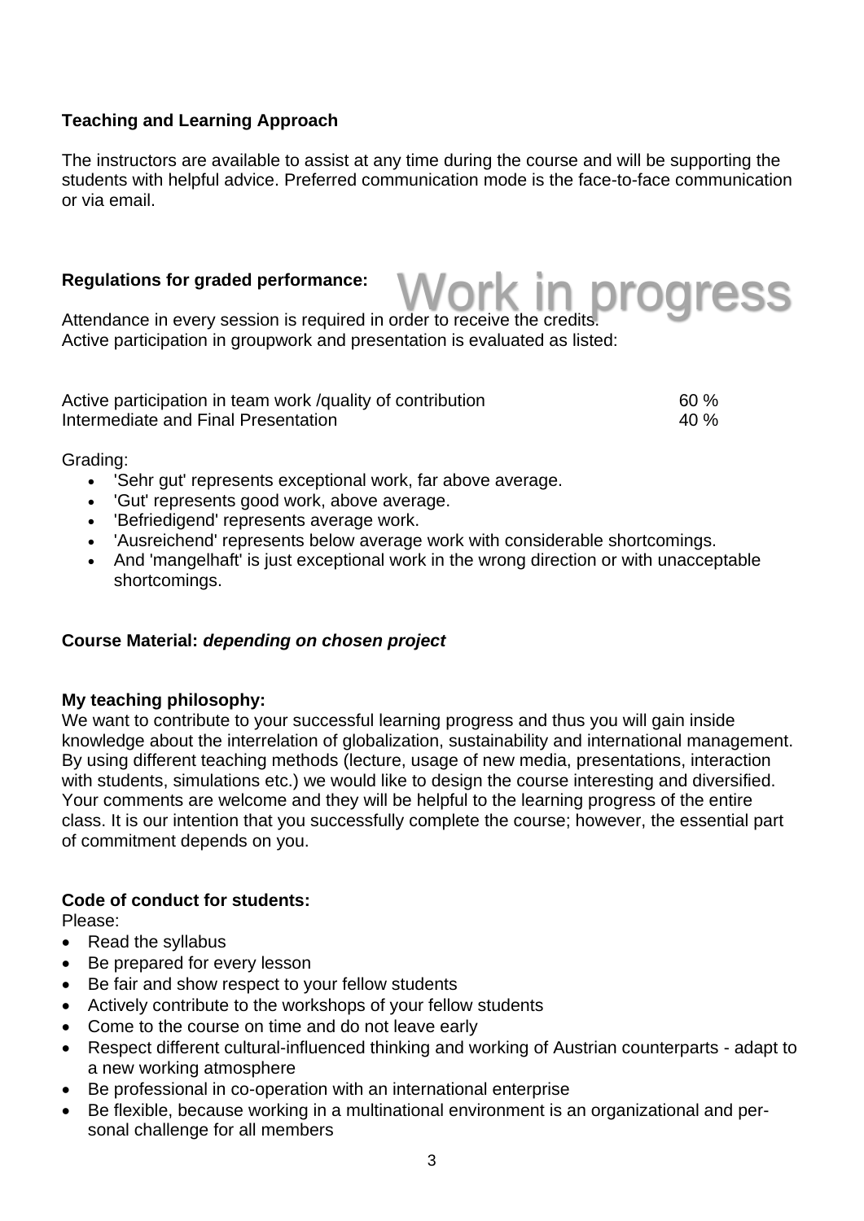**Teaching and Learning Approach**

The instructors are available to assist at any time during the course and will be supporting the students with helpful advice. Preferred communication mode is the face-to-face communication or via email.

**Regulations for graded performance:**

Work in progress

Attendance in every session is required in order to receive the credits.
Active participation in groupwork and presentation is evaluated as listed:

| | |
|---|---|
| Active participation in team work /quality of contribution | 60 % |
| Intermediate and Final Presentation | 40 % |

Grading:

- 'Sehr gut' represents exceptional work, far above average.
- 'Gut' represents good work, above average.
- 'Befriedigend' represents average work.
- 'Ausreichend' represents below average work with considerable shortcomings.
- And 'mangelhaft' is just exceptional work in the wrong direction or with unacceptable shortcomings.

**Course Material: *depending on chosen project***

**My teaching philosophy:**
We want to contribute to your successful learning progress and thus you will gain inside knowledge about the interrelation of globalization, sustainability and international management. By using different teaching methods (lecture, usage of new media, presentations, interaction with students, simulations etc.) we would like to design the course interesting and diversified. Your comments are welcome and they will be helpful to the learning progress of the entire class. It is our intention that you successfully complete the course; however, the essential part of commitment depends on you.

**Code of conduct for students:**
Please:

- Read the syllabus
- Be prepared for every lesson
- Be fair and show respect to your fellow students
- Actively contribute to the workshops of your fellow students
- Come to the course on time and do not leave early
- Respect different cultural-influenced thinking and working of Austrian counterparts - adapt to a new working atmosphere
- Be professional in co-operation with an international enterprise
- Be flexible, because working in a multinational environment is an organizational and personal challenge for all members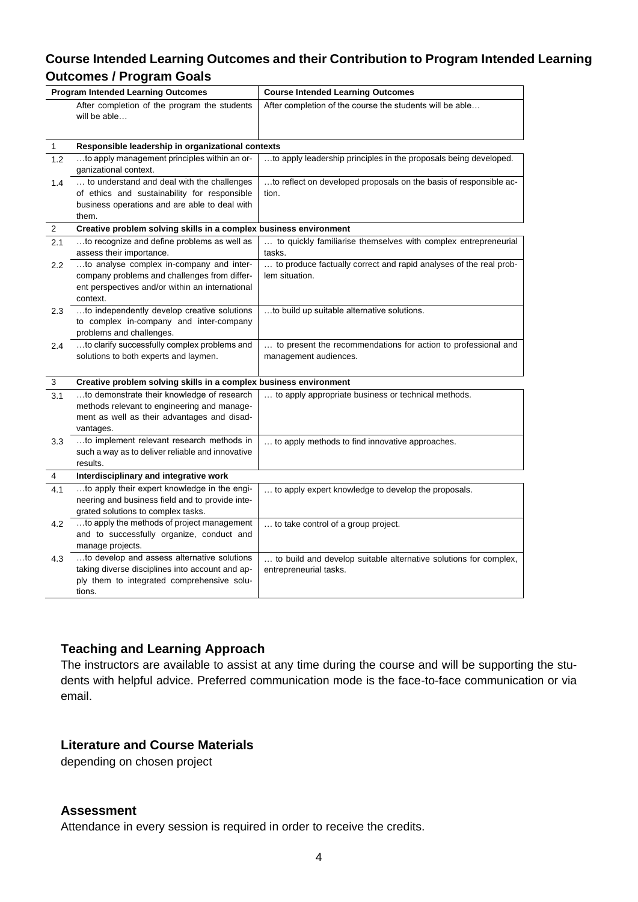## Course Intended Learning Outcomes and their Contribution to Program Intended Learning Outcomes / Program Goals

| | Program Intended Learning Outcomes | Course Intended Learning Outcomes |
|---|---|---|
| | After completion of the program the students will be able… | After completion of the course the students will be able… |
| 1 | **Responsible leadership in organizational contexts** | |
| 1.2 | …to apply management principles within an organizational context. | …to apply leadership principles in the proposals being developed. |
| 1.4 | … to understand and deal with the challenges of ethics and sustainability for responsible business operations and are able to deal with them. | …to reflect on developed proposals on the basis of responsible action. |
| 2 | **Creative problem solving skills in a complex business environment** | |
| 2.1 | …to recognize and define problems as well as assess their importance. | … to quickly familiarise themselves with complex entrepreneurial tasks. |
| 2.2 | …to analyse complex in-company and inter-company problems and challenges from different perspectives and/or within an international context. | … to produce factually correct and rapid analyses of the real problem situation. |
| 2.3 | …to independently develop creative solutions to complex in-company and inter-company problems and challenges. | …to build up suitable alternative solutions. |
| 2.4 | …to clarify successfully complex problems and solutions to both experts and laymen. | … to present the recommendations for action to professional and management audiences. |
| 3 | **Creative problem solving skills in a complex business environment** | |
| 3.1 | …to demonstrate their knowledge of research methods relevant to engineering and management as well as their advantages and disadvantages. | … to apply appropriate business or technical methods. |
| 3.3 | …to implement relevant research methods in such a way as to deliver reliable and innovative results. | … to apply methods to find innovative approaches. |
| 4 | **Interdisciplinary and integrative work** | |
| 4.1 | …to apply their expert knowledge in the engineering and business field and to provide integrated solutions to complex tasks. | … to apply expert knowledge to develop the proposals. |
| 4.2 | …to apply the methods of project management and to successfully organize, conduct and manage projects. | … to take control of a group project. |
| 4.3 | …to develop and assess alternative solutions taking diverse disciplines into account and apply them to integrated comprehensive solutions. | … to build and develop suitable alternative solutions for complex, entrepreneurial tasks. |

### Teaching and Learning Approach

The instructors are available to assist at any time during the course and will be supporting the students with helpful advice. Preferred communication mode is the face-to-face communication or via email.

### Literature and Course Materials

depending on chosen project

### Assessment

Attendance in every session is required in order to receive the credits.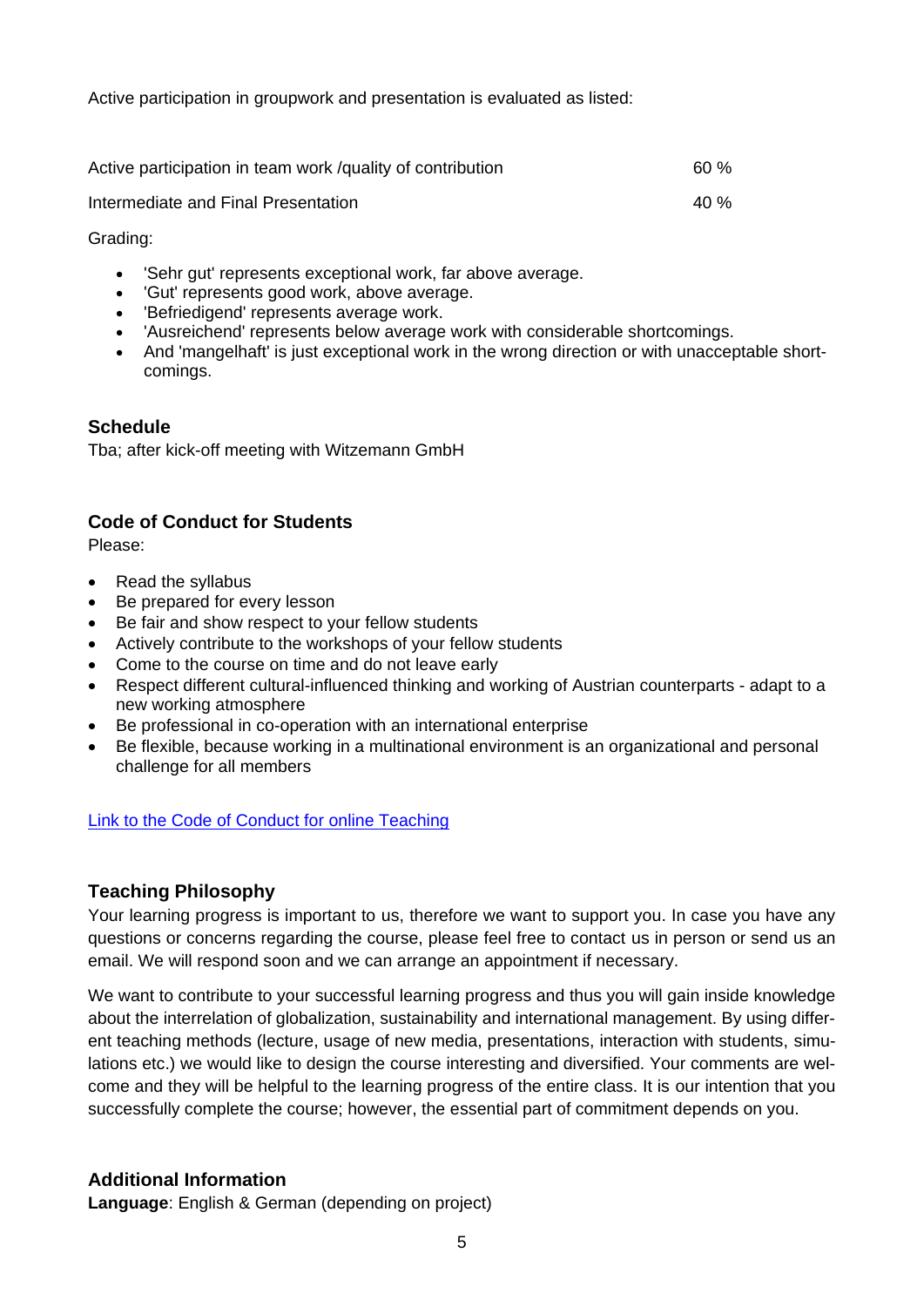Active participation in groupwork and presentation is evaluated as listed:

| Active participation in team work /quality of contribution | 60 % |
|---|---|
| Intermediate and Final Presentation | 40 % |

Grading:

- 'Sehr gut' represents exceptional work, far above average.
- 'Gut' represents good work, above average.
- 'Befriedigend' represents average work.
- 'Ausreichend' represents below average work with considerable shortcomings.
- And 'mangelhaft' is just exceptional work in the wrong direction or with unacceptable shortcomings.

## Schedule

Tba; after kick-off meeting with Witzemann GmbH

## Code of Conduct for Students

Please:

- Read the syllabus
- Be prepared for every lesson
- Be fair and show respect to your fellow students
- Actively contribute to the workshops of your fellow students
- Come to the course on time and do not leave early
- Respect different cultural-influenced thinking and working of Austrian counterparts - adapt to a new working atmosphere
- Be professional in co-operation with an international enterprise
- Be flexible, because working in a multinational environment is an organizational and personal challenge for all members

Link to the Code of Conduct for online Teaching

## Teaching Philosophy

Your learning progress is important to us, therefore we want to support you. In case you have any questions or concerns regarding the course, please feel free to contact us in person or send us an email. We will respond soon and we can arrange an appointment if necessary.

We want to contribute to your successful learning progress and thus you will gain inside knowledge about the interrelation of globalization, sustainability and international management. By using different teaching methods (lecture, usage of new media, presentations, interaction with students, simulations etc.) we would like to design the course interesting and diversified. Your comments are welcome and they will be helpful to the learning progress of the entire class. It is our intention that you successfully complete the course; however, the essential part of commitment depends on you.

## Additional Information

**Language**: English & German (depending on project)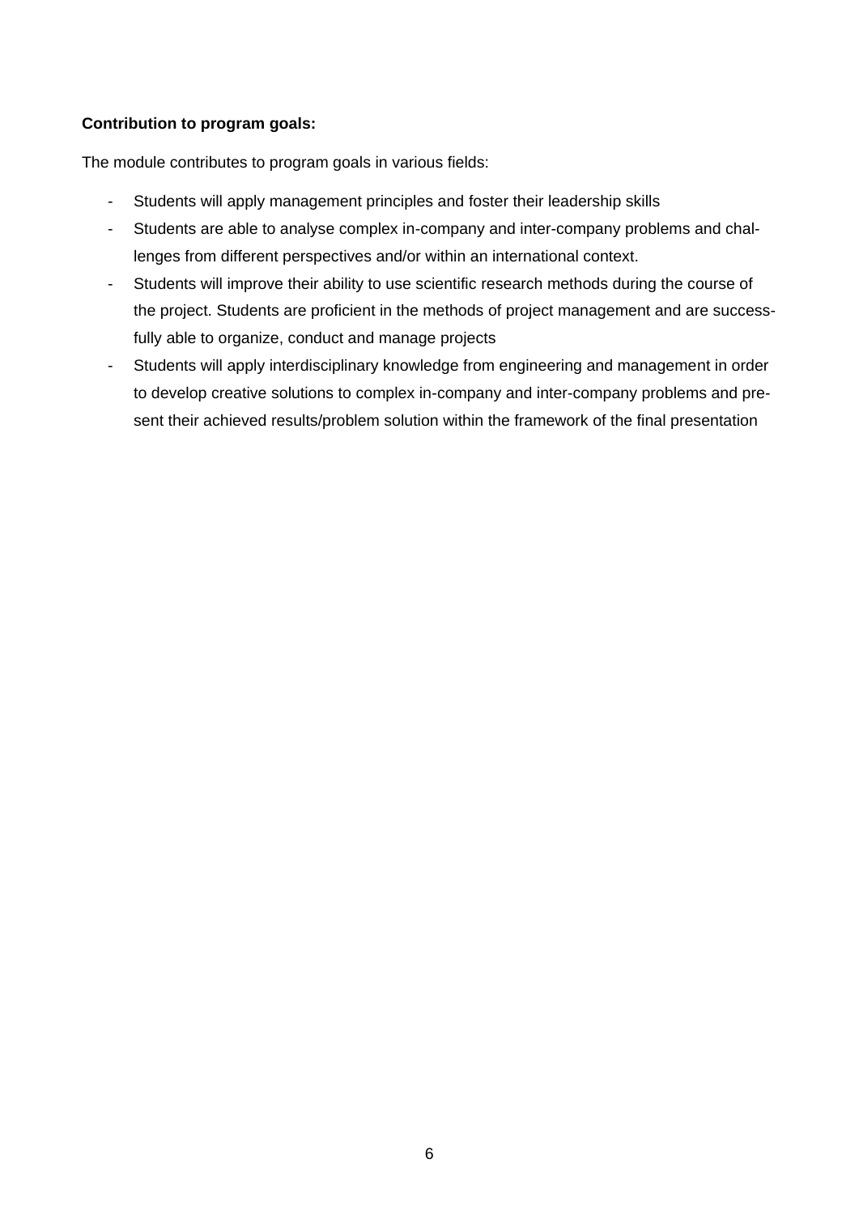**Contribution to program goals:**

The module contributes to program goals in various fields:

- Students will apply management principles and foster their leadership skills
- Students are able to analyse complex in-company and inter-company problems and challenges from different perspectives and/or within an international context.
- Students will improve their ability to use scientific research methods during the course of the project. Students are proficient in the methods of project management and are successfully able to organize, conduct and manage projects
- Students will apply interdisciplinary knowledge from engineering and management in order to develop creative solutions to complex in-company and inter-company problems and present their achieved results/problem solution within the framework of the final presentation